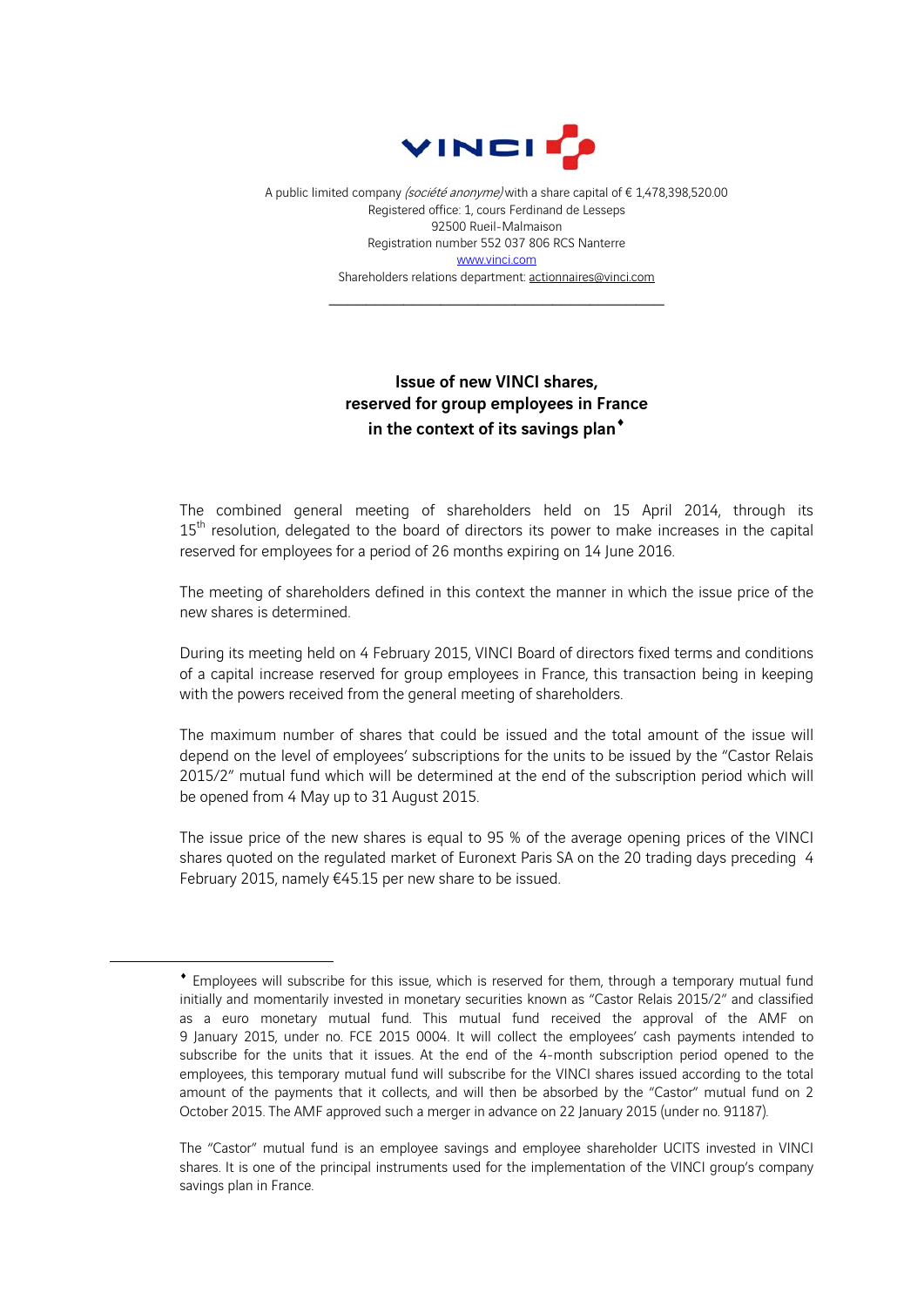VINCI

A public limited company *(société anonyme)* with a share capital of € 1,478,398,520.00
Registered office: 1, cours Ferdinand de Lesseps
92500 Rueil-Malmaison
Registration number 552 037 806 RCS Nanterre
www.vinci.com
Shareholders relations department: actionnaires@vinci.com

---

## Issue of new VINCI shares, reserved for group employees in France in the context of its savings plan♦

The combined general meeting of shareholders held on 15 April 2014, through its 15th resolution, delegated to the board of directors its power to make increases in the capital reserved for employees for a period of 26 months expiring on 14 June 2016.

The meeting of shareholders defined in this context the manner in which the issue price of the new shares is determined.

During its meeting held on 4 February 2015, VINCI Board of directors fixed terms and conditions of a capital increase reserved for group employees in France, this transaction being in keeping with the powers received from the general meeting of shareholders.

The maximum number of shares that could be issued and the total amount of the issue will depend on the level of employees' subscriptions for the units to be issued by the "Castor Relais 2015/2" mutual fund which will be determined at the end of the subscription period which will be opened from 4 May up to 31 August 2015.

The issue price of the new shares is equal to 95 % of the average opening prices of the VINCI shares quoted on the regulated market of Euronext Paris SA on the 20 trading days preceding 4 February 2015, namely €45.15 per new share to be issued.

---

♦ Employees will subscribe for this issue, which is reserved for them, through a temporary mutual fund initially and momentarily invested in monetary securities known as "Castor Relais 2015/2" and classified as a euro monetary mutual fund. This mutual fund received the approval of the AMF on 9 January 2015, under no. FCE 2015 0004. It will collect the employees' cash payments intended to subscribe for the units that it issues. At the end of the 4-month subscription period opened to the employees, this temporary mutual fund will subscribe for the VINCI shares issued according to the total amount of the payments that it collects, and will then be absorbed by the "Castor" mutual fund on 2 October 2015. The AMF approved such a merger in advance on 22 January 2015 (under no. 91187).

The "Castor" mutual fund is an employee savings and employee shareholder UCITS invested in VINCI shares. It is one of the principal instruments used for the implementation of the VINCI group's company savings plan in France.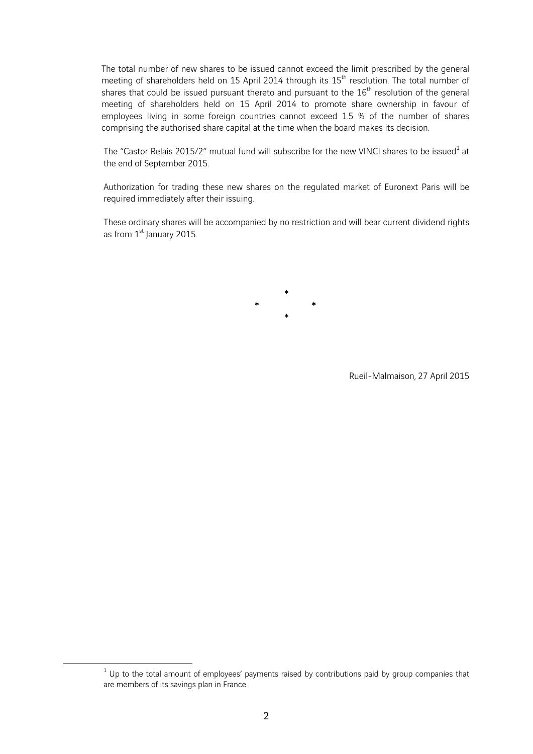The total number of new shares to be issued cannot exceed the limit prescribed by the general meeting of shareholders held on 15 April 2014 through its 15th resolution. The total number of shares that could be issued pursuant thereto and pursuant to the 16th resolution of the general meeting of shareholders held on 15 April 2014 to promote share ownership in favour of employees living in some foreign countries cannot exceed 1.5 % of the number of shares comprising the authorised share capital at the time when the board makes its decision.

The "Castor Relais 2015/2" mutual fund will subscribe for the new VINCI shares to be issued[1] at the end of September 2015.

Authorization for trading these new shares on the regulated market of Euronext Paris will be required immediately after their issuing.

These ordinary shares will be accompanied by no restriction and will bear current dividend rights as from 1st January 2015.

*

\* \*

*

Rueil-Malmaison, 27 April 2015

[1] Up to the total amount of employees' payments raised by contributions paid by group companies that are members of its savings plan in France.